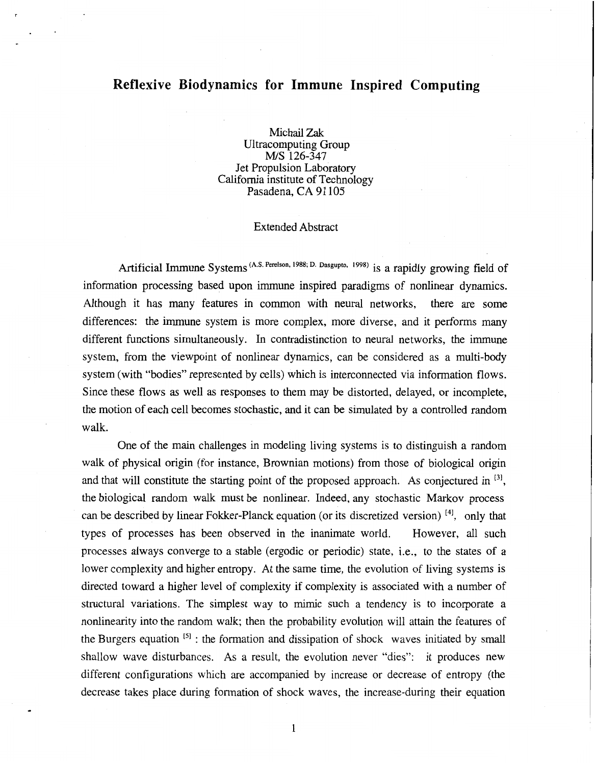# Reflexive Biodynamics for Immune Inspired Computing

Michail Zak
Ultracomputing Group
M/S 126-347
Jet Propulsion Laboratory
California institute of Technology
Pasadena, CA 91105

Extended Abstract

Artificial Immune Systems [A.S. Perelson, 1988; D. Dasgupto, 1998] is a rapidly growing field of information processing based upon immune inspired paradigms of nonlinear dynamics. Although it has many features in common with neural networks, there are some differences: the immune system is more complex, more diverse, and it performs many different functions simultaneously. In contradistinction to neural networks, the immune system, from the viewpoint of nonlinear dynamics, can be considered as a multi-body system (with "bodies" represented by cells) which is interconnected via information flows. Since these flows as well as responses to them may be distorted, delayed, or incomplete, the motion of each cell becomes stochastic, and it can be simulated by a controlled random walk.

One of the main challenges in modeling living systems is to distinguish a random walk of physical origin (for instance, Brownian motions) from those of biological origin and that will constitute the starting point of the proposed approach. As conjectured in [3], the biological random walk must be nonlinear. Indeed, any stochastic Markov process can be described by linear Fokker-Planck equation (or its discretized version) [4], only that types of processes has been observed in the inanimate world. However, all such processes always converge to a stable (ergodic or periodic) state, i.e., to the states of a lower complexity and higher entropy. At the same time, the evolution of living systems is directed toward a higher level of complexity if complexity is associated with a number of structural variations. The simplest way to mimic such a tendency is to incorporate a nonlinearity into the random walk; then the probability evolution will attain the features of the Burgers equation [5] : the formation and dissipation of shock waves initiated by small shallow wave disturbances. As a result, the evolution never "dies": it produces new different configurations which are accompanied by increase or decrease of entropy (the decrease takes place during formation of shock waves, the increase-during their equation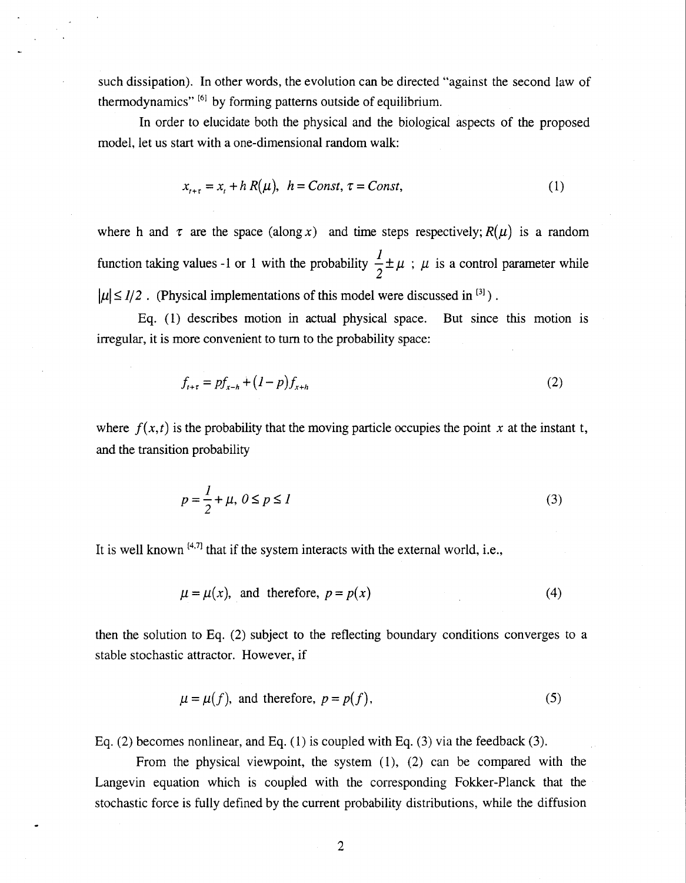such dissipation). In other words, the evolution can be directed "against the second law of thermodynamics" [6] by forming patterns outside of equilibrium.

In order to elucidate both the physical and the biological aspects of the proposed model, let us start with a one-dimensional random walk:

$$x_{t+\tau} = x_t + h\,R(\mu), \;\; h = Const, \; \tau = Const, \tag{1}$$

where h and $\tau$ are the space (along $x$) and time steps respectively; $R(\mu)$ is a random function taking values -1 or 1 with the probability $\frac{1}{2} \pm \mu$ ; $\mu$ is a control parameter while $|\mu| \leq 1/2$ . (Physical implementations of this model were discussed in [3]) .

Eq. (1) describes motion in actual physical space. But since this motion is irregular, it is more convenient to turn to the probability space:

$$f_{t+\tau} = p f_{x-h} + (1-p) f_{x+h} \tag{2}$$

where $f(x,t)$ is the probability that the moving particle occupies the point $x$ at the instant t, and the transition probability

$$p = \frac{1}{2} + \mu, \; 0 \leq p \leq 1 \tag{3}$$

It is well known [4,7] that if the system interacts with the external world, i.e.,

$$\mu = \mu(x), \;\text{ and therefore, } p = p(x) \tag{4}$$

then the solution to Eq. (2) subject to the reflecting boundary conditions converges to a stable stochastic attractor. However, if

$$\mu = \mu(f), \text{ and therefore, } p = p(f), \tag{5}$$

Eq. (2) becomes nonlinear, and Eq. (1) is coupled with Eq. (3) via the feedback (3).

From the physical viewpoint, the system (1), (2) can be compared with the Langevin equation which is coupled with the corresponding Fokker-Planck that the stochastic force is fully defined by the current probability distributions, while the diffusion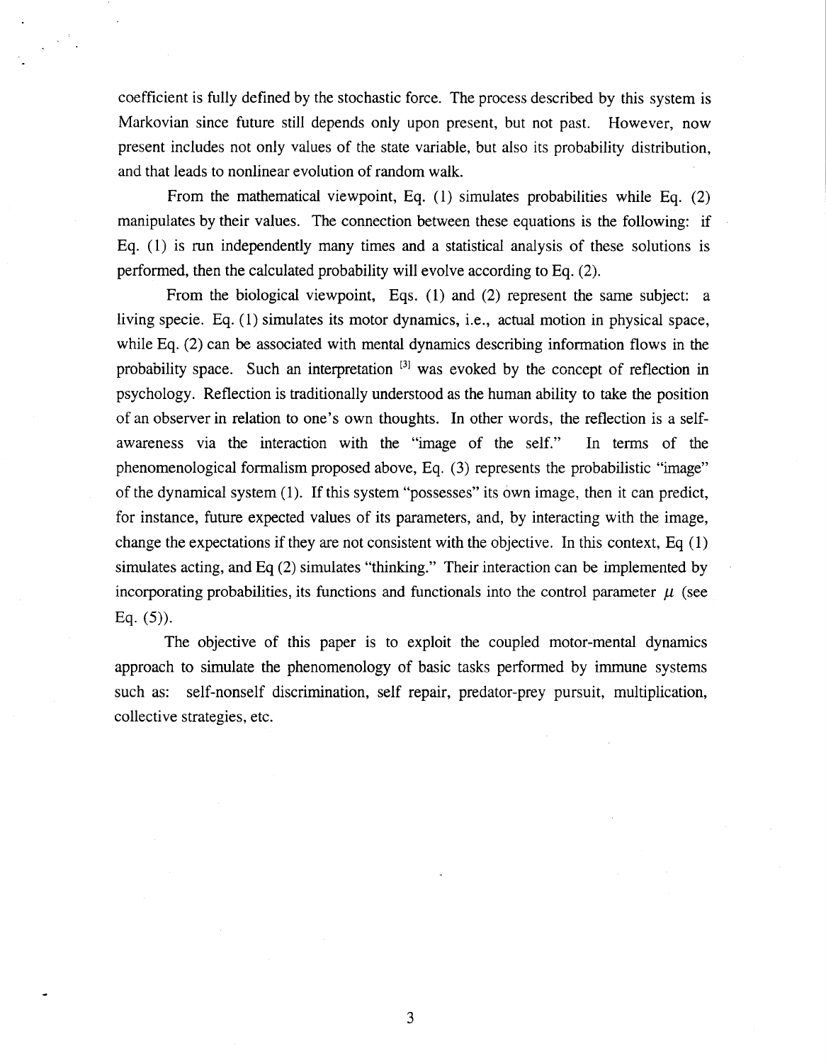coefficient is fully defined by the stochastic force. The process described by this system is Markovian since future still depends only upon present, but not past. However, now present includes not only values of the state variable, but also its probability distribution, and that leads to nonlinear evolution of random walk.

From the mathematical viewpoint, Eq. (1) simulates probabilities while Eq. (2) manipulates by their values. The connection between these equations is the following: if Eq. (1) is run independently many times and a statistical analysis of these solutions is performed, then the calculated probability will evolve according to Eq. (2).

From the biological viewpoint, Eqs. (1) and (2) represent the same subject: a living specie. Eq. (1) simulates its motor dynamics, i.e., actual motion in physical space, while Eq. (2) can be associated with mental dynamics describing information flows in the probability space. Such an interpretation [3] was evoked by the concept of reflection in psychology. Reflection is traditionally understood as the human ability to take the position of an observer in relation to one's own thoughts. In other words, the reflection is a self-awareness via the interaction with the "image of the self." In terms of the phenomenological formalism proposed above, Eq. (3) represents the probabilistic "image" of the dynamical system (1). If this system "possesses" its own image, then it can predict, for instance, future expected values of its parameters, and, by interacting with the image, change the expectations if they are not consistent with the objective. In this context, Eq (1) simulates acting, and Eq (2) simulates "thinking." Their interaction can be implemented by incorporating probabilities, its functions and functionals into the control parameter $\mu$ (see Eq. (5)).

The objective of this paper is to exploit the coupled motor-mental dynamics approach to simulate the phenomenology of basic tasks performed by immune systems such as: self-nonself discrimination, self repair, predator-prey pursuit, multiplication, collective strategies, etc.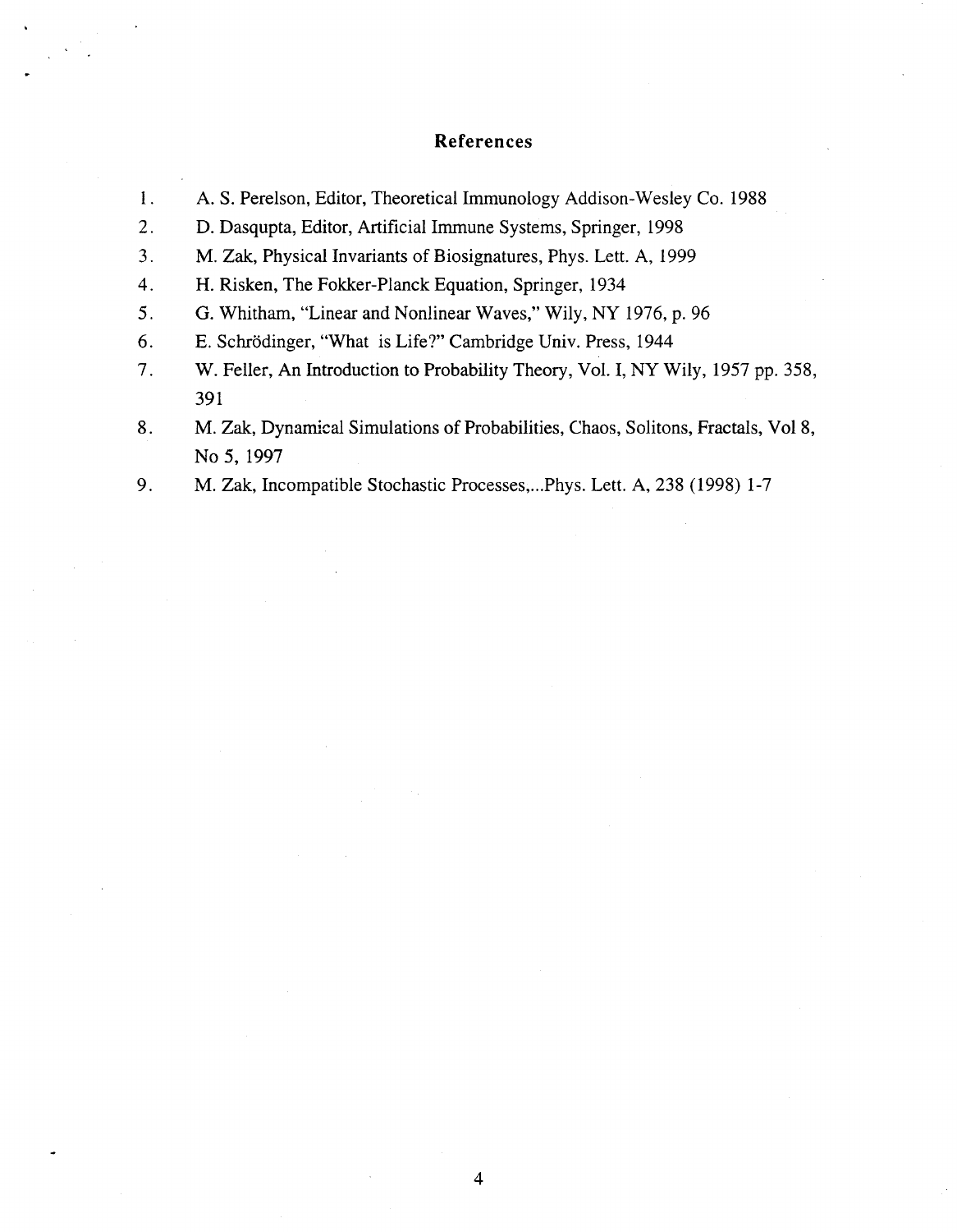## References

1. A. S. Perelson, Editor, Theoretical Immunology Addison-Wesley Co. 1988
2. D. Dasqupta, Editor, Artificial Immune Systems, Springer, 1998
3. M. Zak, Physical Invariants of Biosignatures, Phys. Lett. A, 1999
4. H. Risken, The Fokker-Planck Equation, Springer, 1934
5. G. Whitham, "Linear and Nonlinear Waves," Wily, NY 1976, p. 96
6. E. Schrödinger, "What is Life?" Cambridge Univ. Press, 1944
7. W. Feller, An Introduction to Probability Theory, Vol. I, NY Wily, 1957 pp. 358, 391
8. M. Zak, Dynamical Simulations of Probabilities, Chaos, Solitons, Fractals, Vol 8, No 5, 1997
9. M. Zak, Incompatible Stochastic Processes,...Phys. Lett. A, 238 (1998) 1-7